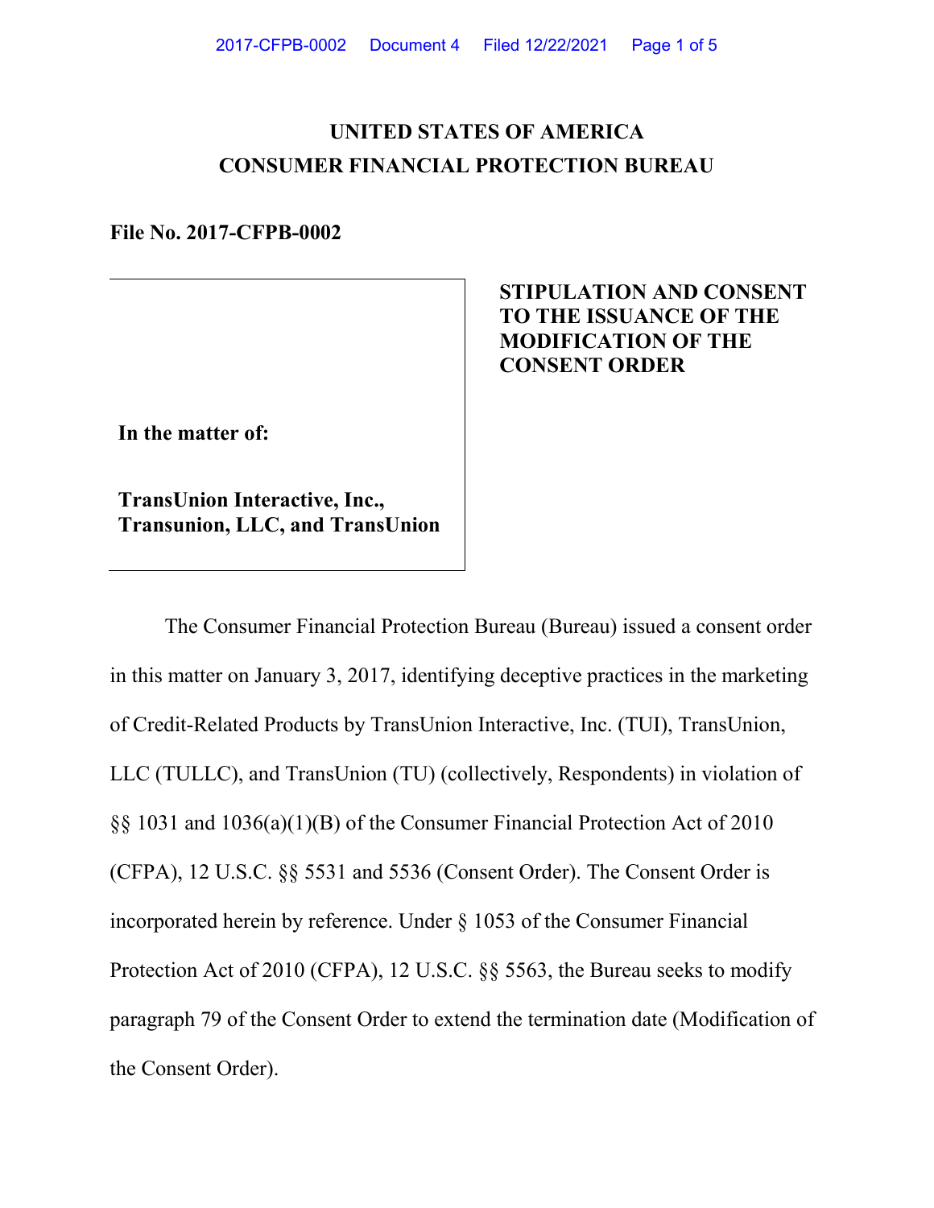# UNITED STATES OF AMERICA
# CONSUMER FINANCIAL PROTECTION BUREAU

**File No. 2017-CFPB-0002**

| In the matter of: TransUnion Interactive, Inc., Transunion, LLC, and TransUnion | **STIPULATION AND CONSENT TO THE ISSUANCE OF THE MODIFICATION OF THE CONSENT ORDER** |
| --- | --- |

The Consumer Financial Protection Bureau (Bureau) issued a consent order in this matter on January 3, 2017, identifying deceptive practices in the marketing of Credit-Related Products by TransUnion Interactive, Inc. (TUI), TransUnion, LLC (TULLC), and TransUnion (TU) (collectively, Respondents) in violation of §§ 1031 and 1036(a)(1)(B) of the Consumer Financial Protection Act of 2010 (CFPA), 12 U.S.C. §§ 5531 and 5536 (Consent Order). The Consent Order is incorporated herein by reference. Under § 1053 of the Consumer Financial Protection Act of 2010 (CFPA), 12 U.S.C. §§ 5563, the Bureau seeks to modify paragraph 79 of the Consent Order to extend the termination date (Modification of the Consent Order).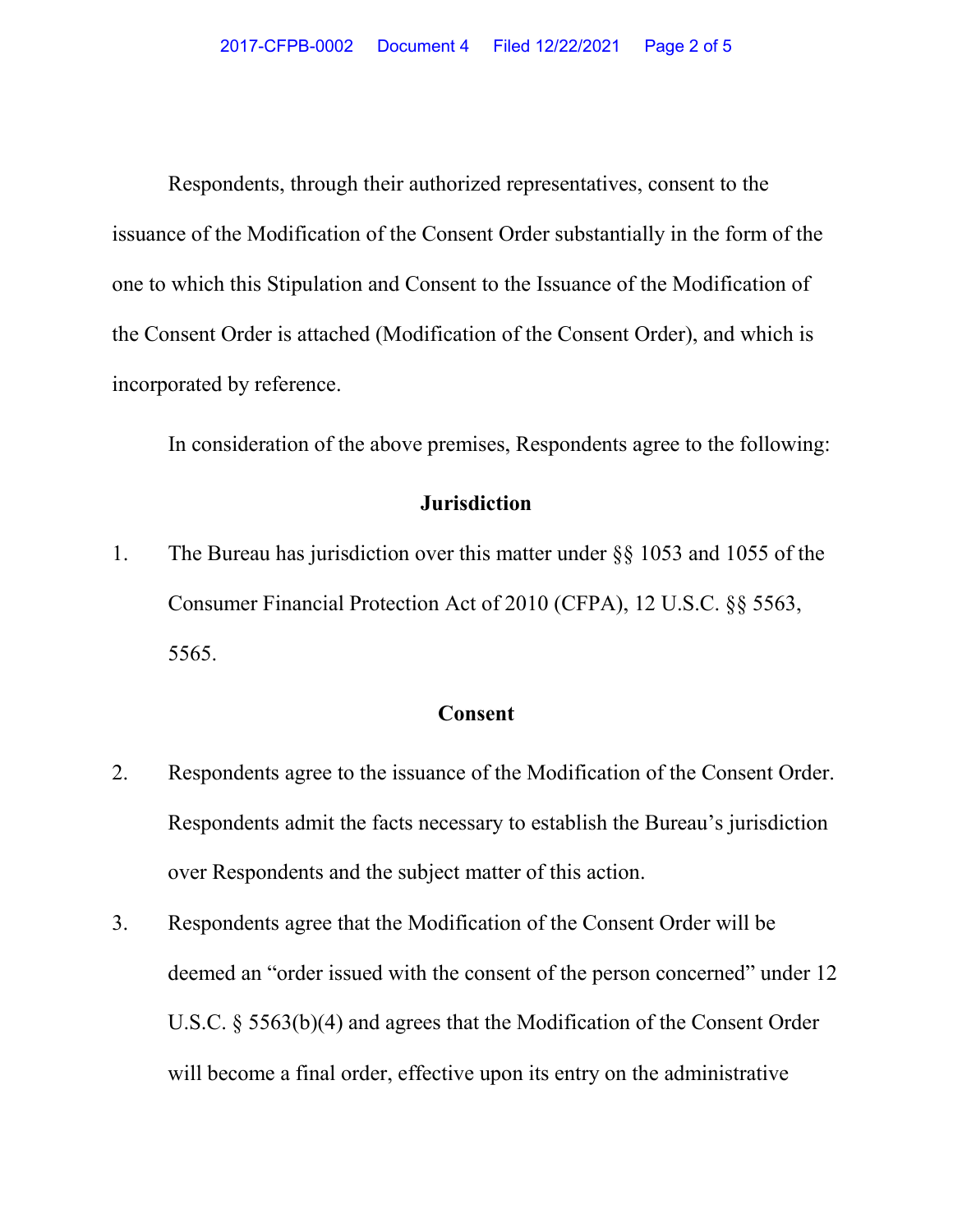Respondents, through their authorized representatives, consent to the issuance of the Modification of the Consent Order substantially in the form of the one to which this Stipulation and Consent to the Issuance of the Modification of the Consent Order is attached (Modification of the Consent Order), and which is incorporated by reference.

In consideration of the above premises, Respondents agree to the following:

**Jurisdiction**

1. The Bureau has jurisdiction over this matter under §§ 1053 and 1055 of the Consumer Financial Protection Act of 2010 (CFPA), 12 U.S.C. §§ 5563, 5565.

**Consent**

2. Respondents agree to the issuance of the Modification of the Consent Order. Respondents admit the facts necessary to establish the Bureau's jurisdiction over Respondents and the subject matter of this action.

3. Respondents agree that the Modification of the Consent Order will be deemed an "order issued with the consent of the person concerned" under 12 U.S.C. § 5563(b)(4) and agrees that the Modification of the Consent Order will become a final order, effective upon its entry on the administrative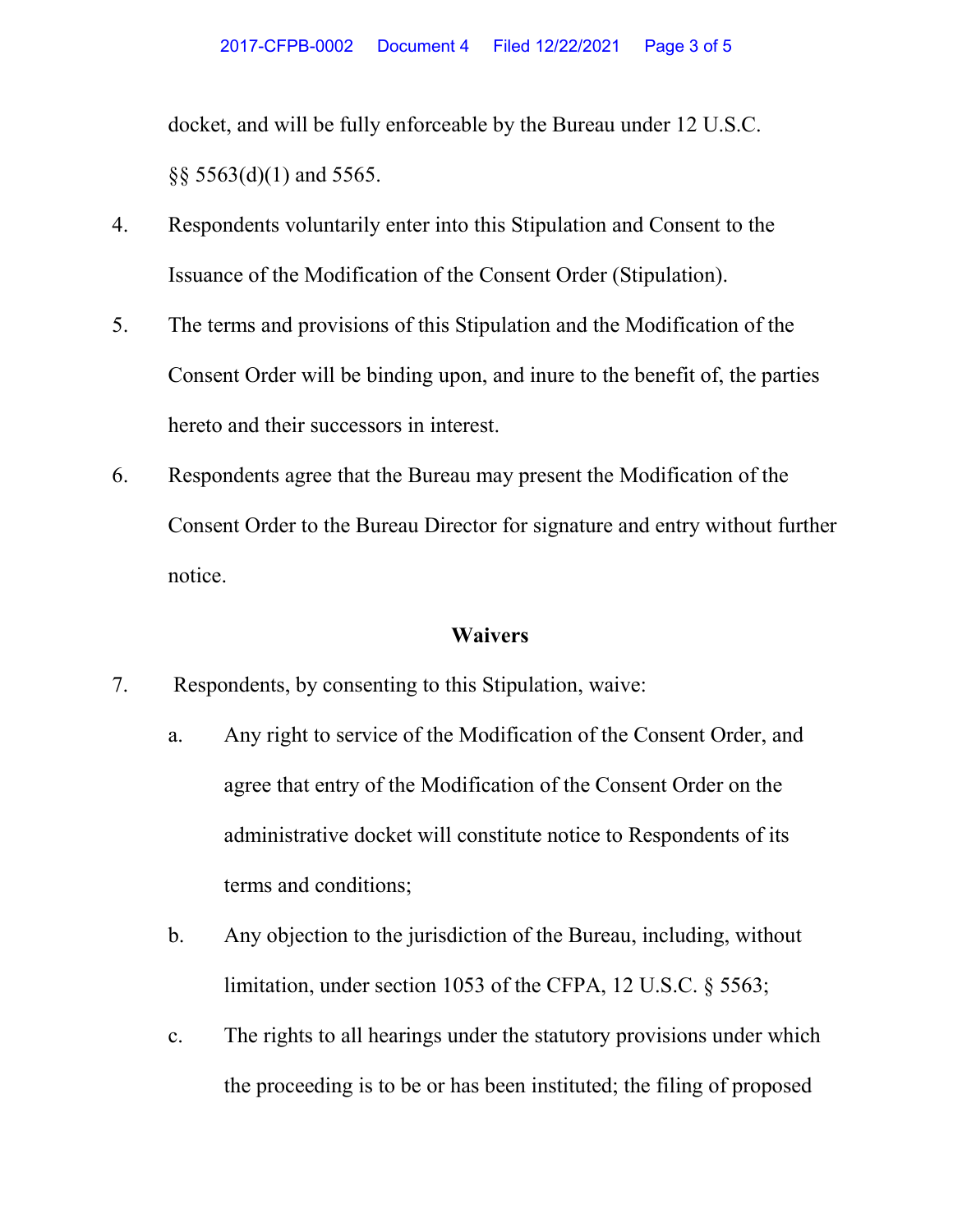docket, and will be fully enforceable by the Bureau under 12 U.S.C. §§ 5563(d)(1) and 5565.

4. Respondents voluntarily enter into this Stipulation and Consent to the Issuance of the Modification of the Consent Order (Stipulation).

5. The terms and provisions of this Stipulation and the Modification of the Consent Order will be binding upon, and inure to the benefit of, the parties hereto and their successors in interest.

6. Respondents agree that the Bureau may present the Modification of the Consent Order to the Bureau Director for signature and entry without further notice.

## Waivers

7. Respondents, by consenting to this Stipulation, waive:

   a. Any right to service of the Modification of the Consent Order, and agree that entry of the Modification of the Consent Order on the administrative docket will constitute notice to Respondents of its terms and conditions;

   b. Any objection to the jurisdiction of the Bureau, including, without limitation, under section 1053 of the CFPA, 12 U.S.C. § 5563;

   c. The rights to all hearings under the statutory provisions under which the proceeding is to be or has been instituted; the filing of proposed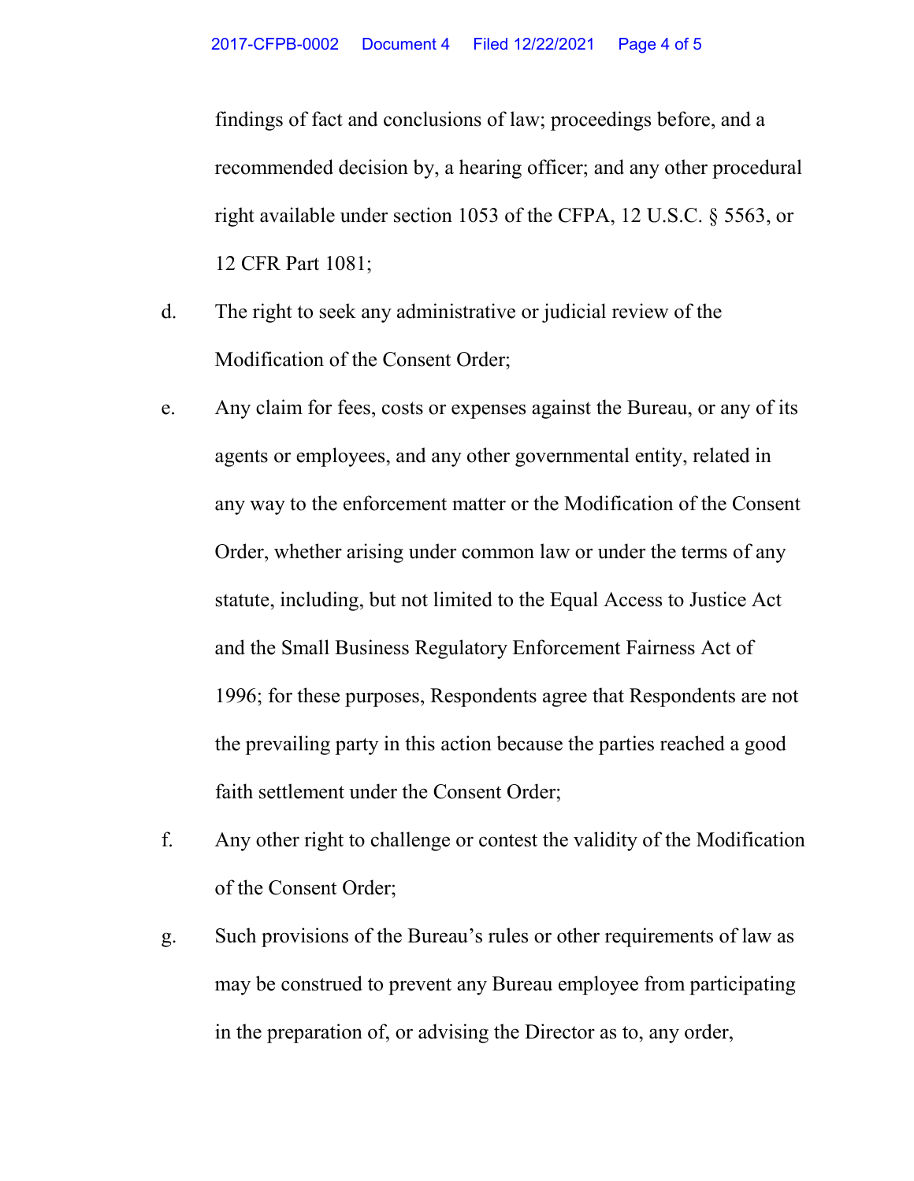findings of fact and conclusions of law; proceedings before, and a recommended decision by, a hearing officer; and any other procedural right available under section 1053 of the CFPA, 12 U.S.C. § 5563, or 12 CFR Part 1081;

d. The right to seek any administrative or judicial review of the Modification of the Consent Order;

e. Any claim for fees, costs or expenses against the Bureau, or any of its agents or employees, and any other governmental entity, related in any way to the enforcement matter or the Modification of the Consent Order, whether arising under common law or under the terms of any statute, including, but not limited to the Equal Access to Justice Act and the Small Business Regulatory Enforcement Fairness Act of 1996; for these purposes, Respondents agree that Respondents are not the prevailing party in this action because the parties reached a good faith settlement under the Consent Order;

f. Any other right to challenge or contest the validity of the Modification of the Consent Order;

g. Such provisions of the Bureau's rules or other requirements of law as may be construed to prevent any Bureau employee from participating in the preparation of, or advising the Director as to, any order,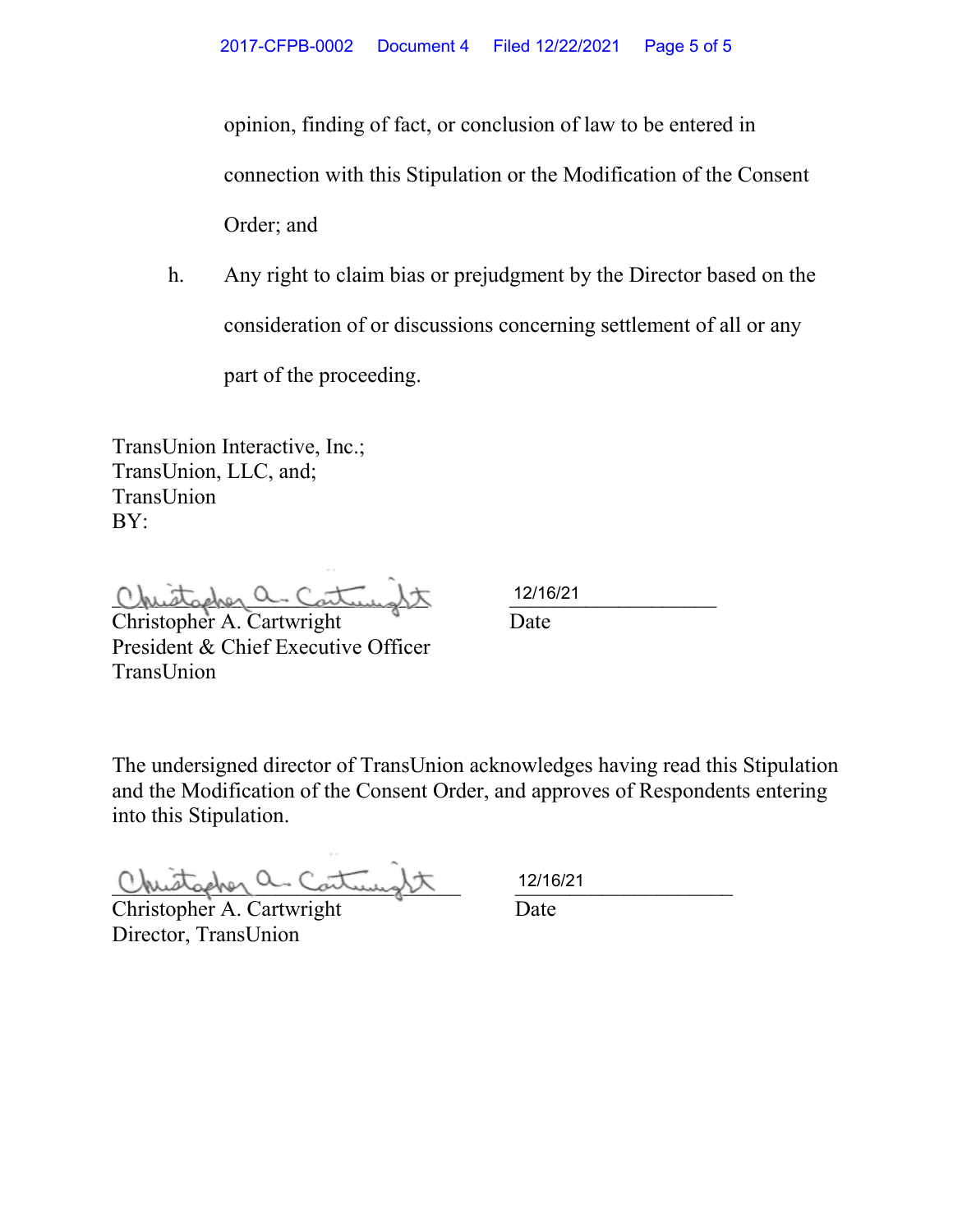opinion, finding of fact, or conclusion of law to be entered in connection with this Stipulation or the Modification of the Consent Order; and

h. Any right to claim bias or prejudgment by the Director based on the consideration of or discussions concerning settlement of all or any part of the proceeding.

TransUnion Interactive, Inc.;
TransUnion, LLC, and;
TransUnion
BY:

Christopher A. Cartwright
President & Chief Executive Officer
TransUnion

12/16/21
Date

The undersigned director of TransUnion acknowledges having read this Stipulation and the Modification of the Consent Order, and approves of Respondents entering into this Stipulation.

Christopher A. Cartwright
Director, TransUnion

12/16/21
Date